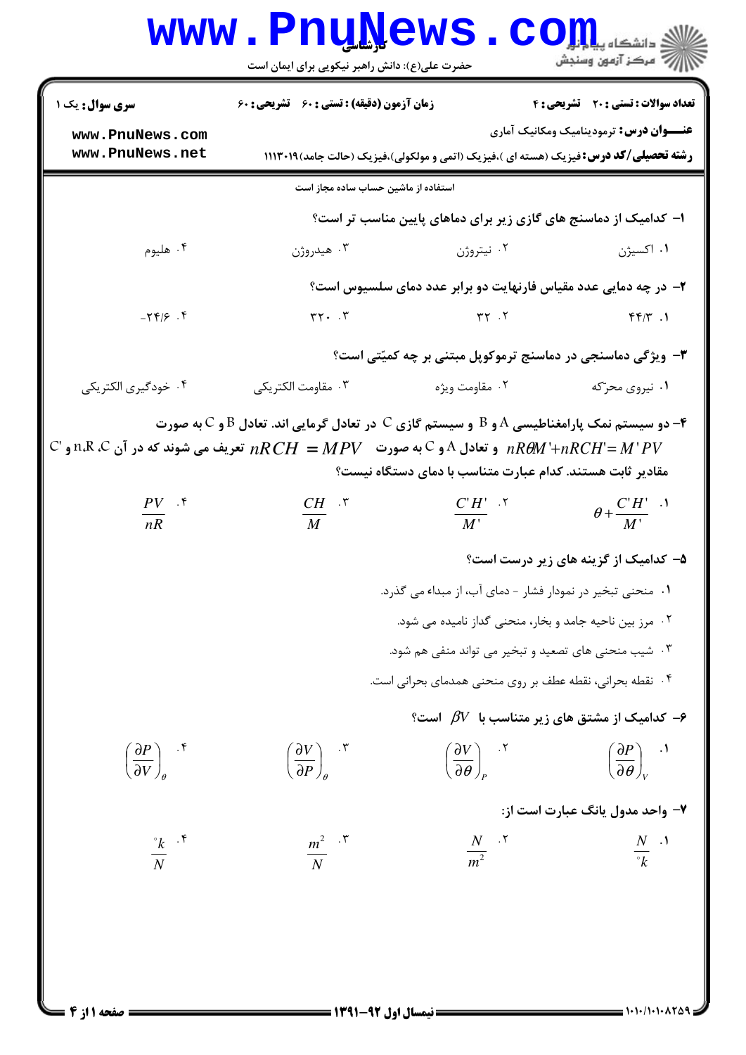**سری سوال:** یک ۱

**زمان آزمون (دقیقه) : تستی : ۶۰ تشریحی : ۶۰**

**تعداد سوالات : تستی : ۲۰ تشریحی : ۴**

**عنـــوان درس:** ترمودینامیک ومکانیک آماری

**رشته تحصیلی/کد درس:** فیزیک (هسته ای )،فیزیک (اتمی و مولکولی)،فیزیک (حالت جامد)۱۱۱۳۰۱۹

استفاده از ماشین حساب ساده مجاز است

**۱- کدامیک از دماسنج های گازی زیر برای دماهای پایین مناسب تر است؟**

۱. اکسیژن ۲. نیتروژن ۳. هیدروژن ۴. هلیوم

**۲- در چه دمایی عدد مقیاس فارنهایت دو برابر عدد دمای سلسیوس است؟**

۱. ۴۴/۳ ۲. ۳۲ ۳. ۳۲۰ ۴. ۲۴/۶-

**۳- ویژگی دماسنجی در دماسنج ترموکوپل مبتنی بر چه کمیّتی است؟**

۱. نیروی محرّکه ۲. مقاومت ویژه ۳. مقاومت الکتریکی ۴. خودگیری الکتریکی

**۴- دو سیستم نمک پارامغناطیسی A و B و سیستم گازی C در تعادل گرمایی اند. تعادل B و C به صورت $nR\theta M'+nRCH'=M'PV$ و تعادل A و C به صورت $nRCH=MPV$ تعریف می شوند که در آن n،R ،C و 'C مقادیر ثابت هستند. کدام عبارت متناسب با دمای دستگاه نیست؟**

۱. $\theta+\frac{C'H'}{M'}$ ۲. $\frac{C'H'}{M'}$ ۳. $\frac{CH}{M}$ ۴. $\frac{PV}{nR}$

**۵- کدامیک از گزینه های زیر درست است؟**

۱. منحنی تبخیر در نمودار فشار - دمای آب، از مبداء می گذرد.

۲. مرز بین ناحیه جامد و بخار، منحنی گداز نامیده می شود.

۳. شیب منحنی های تصعید و تبخیر می تواند منفی هم شود.

۴. نقطه بحرانی، نقطه عطف بر روی منحنی همدمای بحرانی است.

**۶- کدامیک از مشتق های زیر متناسب با $\beta V$ است؟**

۱. $\left(\frac{\partial P}{\partial \theta}\right)_V$ ۲. $\left(\frac{\partial V}{\partial \theta}\right)_P$ ۳. $\left(\frac{\partial V}{\partial P}\right)_\theta$ ۴. $\left(\frac{\partial P}{\partial V}\right)_\theta$

**۷- واحد مدول یانگ عبارت است از:**

۱. $\frac{N}{^\circ k}$ ۲. $\frac{N}{m^2}$ ۳. $\frac{m^2}{N}$ ۴. $\frac{^\circ k}{N}$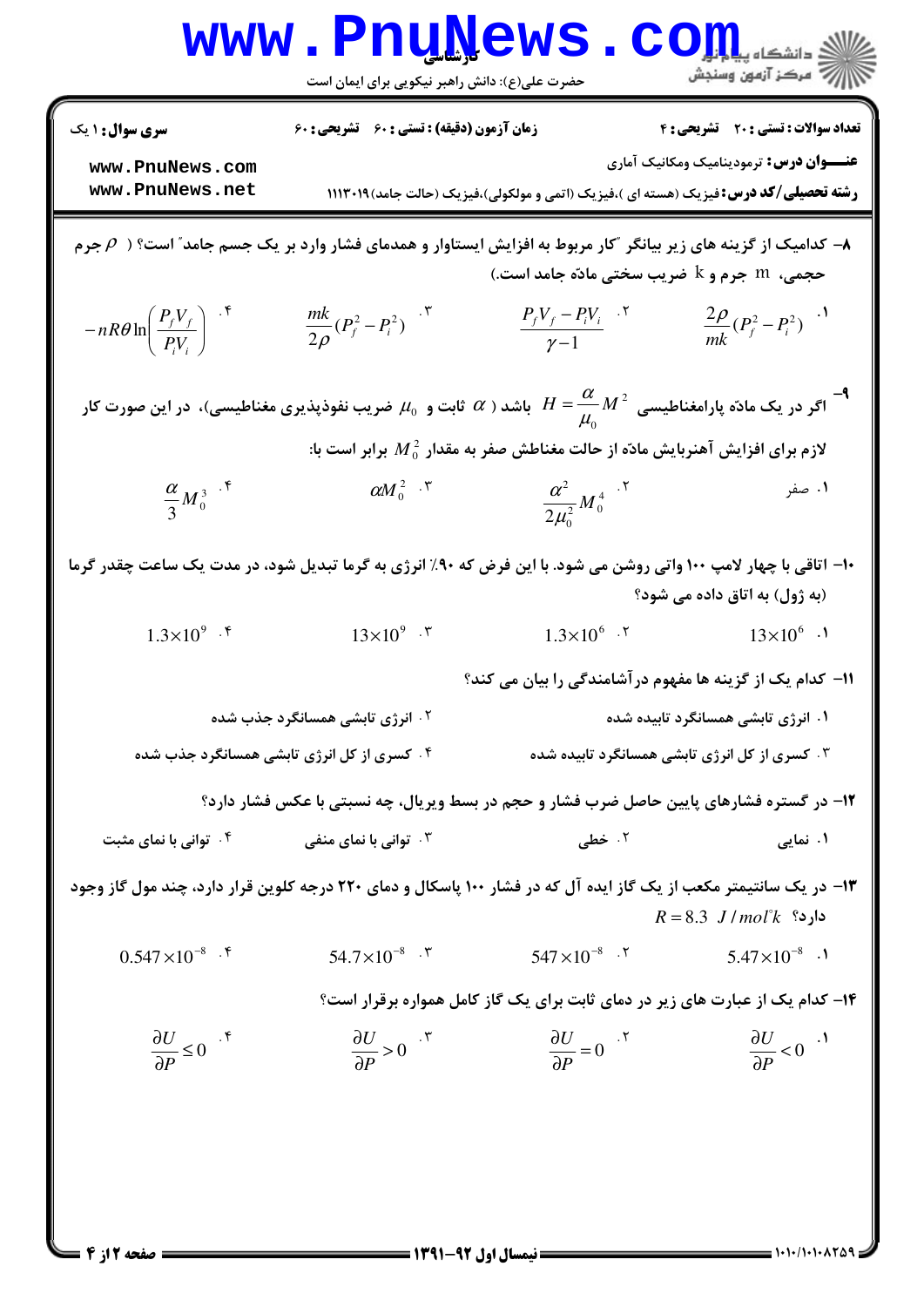سری سوال: ۱ یک | زمان آزمون (دقیقه): تستی: ۶۰ تشریحی: ۶۰ | تعداد سوالات: تستی: ۲۰ تشریحی: ۴

**عنـــوان درس:** ترمودینامیک ومکانیک آماری

**رشته تحصیلی/کد درس:** فیزیک (هسته ای)،فیزیک (اتمی و مولکولی)،فیزیک (حالت جامد)۱۱۱۳۰۱۹

۸- کدامیک از گزینه های زیر بیانگر "کار مربوط به افزایش ایستاوار و همدمای فشار وارد بر یک جسم جامد" است؟ ( $\rho$ جرم حجمی، m جرم و k ضریب سختی مادّه جامد است.)

۱. $\frac{2\rho}{mk}(P_f^2-P_i^2)$

۲. $\frac{P_fV_f-PV_i}{\gamma-1}$

۳. $\frac{mk}{2\rho}(P_f^2-P_i^2)$

۴. $-nR\theta\ln\left(\frac{P_fV_f}{P_iV_i}\right)$

۹- اگر در یک مادّه پارامغناطیسی $H=\frac{\alpha}{\mu_0}M^2$ باشد ( $\alpha$ ثابت و $\mu_0$ ضریب نفوذپذیری مغناطیسی)، در این صورت کار لازم برای افزایش آهنربایش مادّه از حالت مغناطش صفر به مقدار $M_0^2$ برابر است با:

۱. صفر

۲. $\frac{\alpha^2}{2\mu_0^2}M_0^4$

۳. $\alpha M_0^2$

۴. $\frac{\alpha}{3}M_0^3$

۱۰- اتاقی با چهار لامپ ۱۰۰ واتی روشن می شود. با این فرض که ۹۰٪ انرژی به گرما تبدیل شود، در مدت یک ساعت چقدر گرما (به ژول) به اتاق داده می شود؟

۱. $13\times10^6$

۲. $1.3\times10^6$

۳. $13\times10^9$

۴. $1.3\times10^9$

۱۱- کدام یک از گزینه ها مفهوم درآشامندگی را بیان می کند؟

۱. انرژی تابشی همسانگرد تابیده شده

۲. انرژی تابشی همسانگرد جذب شده

۳. کسری از کل انرژی تابشی همسانگرد تابیده شده

۴. کسری از کل انرژی تابشی همسانگرد جذب شده

۱۲- در گستره فشارهای پایین حاصل ضرب فشار و حجم در بسط ویریال، چه نسبتی با عکس فشار دارد؟

۱. نمایی

۲. خطی

۳. توانی با نمای منفی

۴. توانی با نمای مثبت

۱۳- در یک سانتیمتر مکعب از یک گاز ایده آل که در فشار ۱۰۰ پاسکال و دمای ۲۲۰ درجه کلوین قرار دارد، چند مول گاز وجود دارد؟ $R=8.3\ J/mol^\circ k$

۱. $5.47\times10^{-8}$

۲. $547\times10^{-8}$

۳. $54.7\times10^{-8}$

۴. $0.547\times10^{-8}$

۱۴- کدام یک از عبارت های زیر در دمای ثابت برای یک گاز کامل همواره برقرار است؟

۱. $\frac{\partial U}{\partial P}<0$

۲. $\frac{\partial U}{\partial P}=0$

۳. $\frac{\partial U}{\partial P}>0$

۴. $\frac{\partial U}{\partial P}\leq0$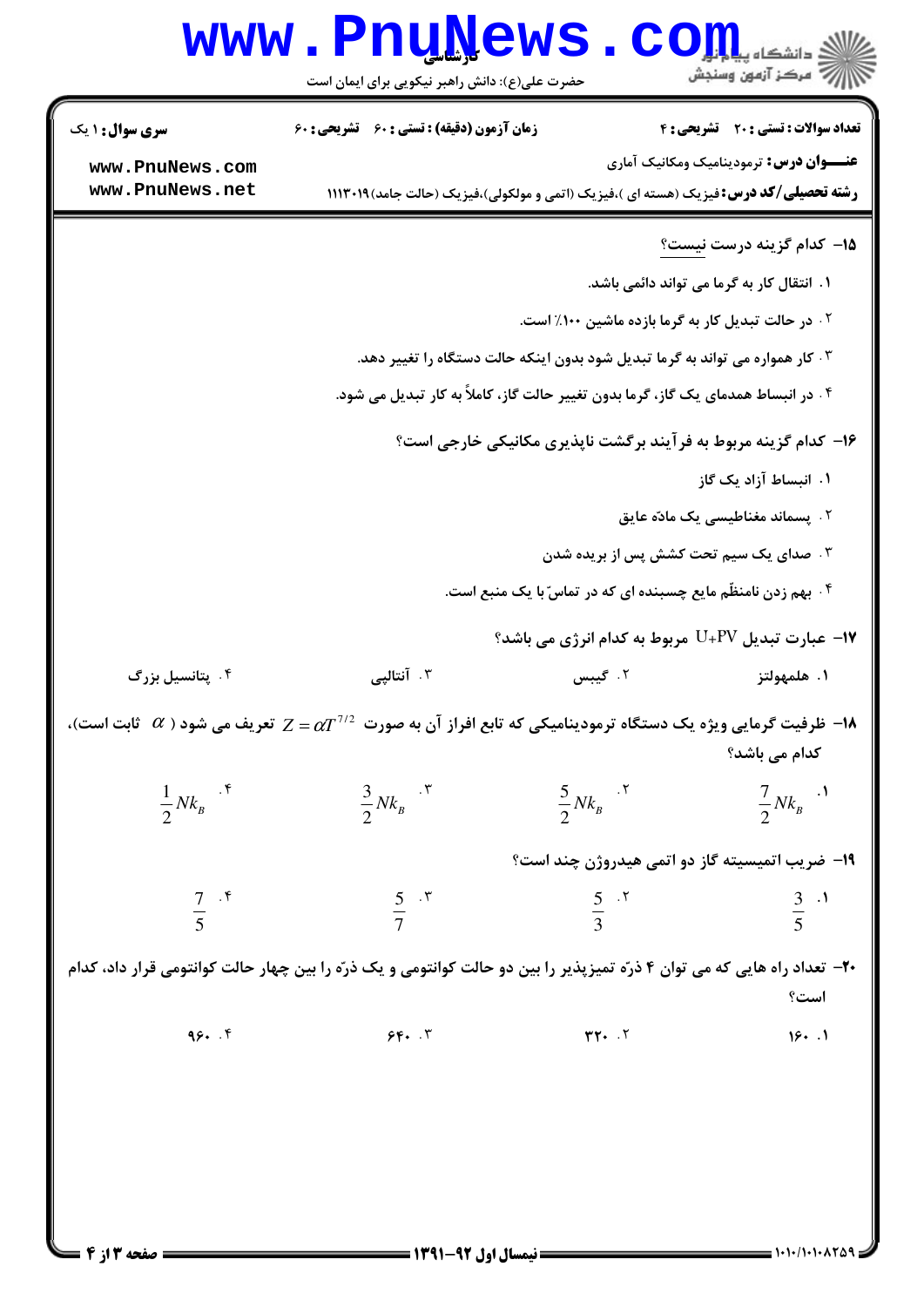**سری سؤال:** ۱ یک

**زمان آزمون (دقیقه) : تستی : ۶۰ تشریحی : ۶۰**

**تعداد سوالات : تستی : ۲۰ تشریحی : ۴**

**عنـــوان درس:** ترمودینامیک ومکانیک آماری

**رشته تحصیلی/کد درس:** فیزیک (هسته ای )،فیزیک (اتمی و مولکولی)،فیزیک (حالت جامد)۱۱۱۳۰۱۹

۱۵- کدام گزینه درست نیست؟

۱. انتقال کار به گرما می تواند دائمی باشد.

۲. در حالت تبدیل کار به گرما بازده ماشین ۱۰۰٪ است.

۳. کار همواره می تواند به گرما تبدیل شود بدون اینکه حالت دستگاه را تغییر دهد.

۴. در انبساط همدمای یک گاز، گرما بدون تغییر حالت گاز، کاملاً به کار تبدیل می شود.

۱۶- کدام گزینه مربوط به فرآیند برگشت ناپذیری مکانیکی خارجی است؟

۱. انبساط آزاد یک گاز

۲. پسماند مغناطیسی یک مادّه عایق

۳. صدای یک سیم تحت کشش پس از بریده شدن

۴. بهم زدن نامنظّم مایع چسبنده ای که در تماسّ با یک منبع است.

۱۷- عبارت تبدیل U+PV مربوط به کدام انرژی می باشد؟

۱. هلمهولتز ۲. گیبس ۳. آنتالپی ۴. پتانسیل بزرگ

۱۸- ظرفیت گرمایی ویژه یک دستگاه ترمودینامیکی که تابع افراز آن به صورت $Z = \alpha T^{7/2}$ تعریف می شود ( $\alpha$ ثابت است)، کدام می باشد؟

۱. $\frac{7}{2}Nk_B$ ۲. $\frac{5}{2}Nk_B$ ۳. $\frac{3}{2}Nk_B$ ۴. $\frac{1}{2}Nk_B$

۱۹- ضریب اتمیسیته گاز دو اتمی هیدروژن چند است؟

۱. $\frac{3}{5}$ ۲. $\frac{5}{3}$ ۳. $\frac{5}{7}$ ۴. $\frac{7}{5}$

۲۰- تعداد راه هایی که می توان ۴ ذرّه تمیزپذیر را بین دو حالت کوانتومی و یک ذرّه را بین چهار حالت کوانتومی قرار داد، کدام است؟

۱. ۱۶۰ ۲. ۳۲۰ ۳. ۶۴۰ ۴. ۹۶۰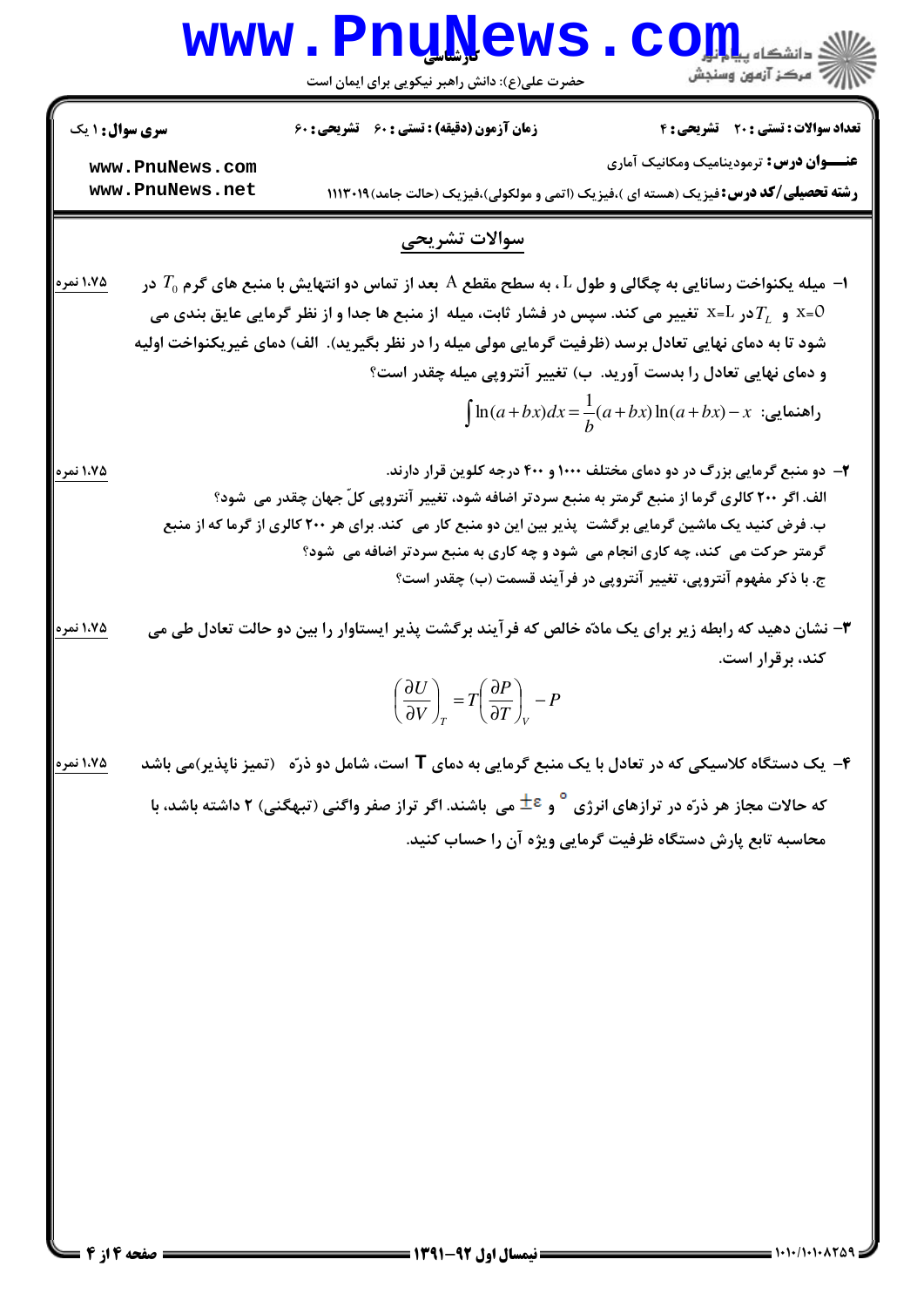## سوالات تشریحی

۱- میله یکنواخت رسانایی به چگالی و طول $L$، به سطح مقطع $A$ بعد از تماس دو انتهایش با منبع های گرم $T_0$ در $x=0$ و $T_L$ در $x=L$ تغییر می کند. سپس در فشار ثابت، میله از منبع ها جدا و از نظر گرمایی عایق بندی می شود تا به دمای نهایی تعادل برسد (ظرفیت گرمایی مولی میله را در نظر بگیرید). الف) دمای غیریکنواخت اولیه و دمای نهایی تعادل را بدست آورید. ب) تغییر آنتروپی میله چقدر است؟ **۱.۷۵ نمره**

راهنمایی: $\int \ln(a+bx)dx = \frac{1}{b}(a+bx)\ln(a+bx) - x$

۲- دو منبع گرمایی بزرگ در دو دمای مختلف ۱۰۰۰ و ۴۰۰ درجه کلوین قرار دارند. **۱.۷۵ نمره**

الف. اگر ۲۰۰ کالری گرما از منبع گرمتر به منبع سردتر اضافه شود، تغییر آنتروپی کلّ جهان چقدر می شود؟

ب. فرض کنید یک ماشین گرمایی برگشت پذیر بین این دو منبع کار می کند. برای هر ۲۰۰ کالری از گرما که از منبع گرمتر حرکت می کند، چه کاری انجام می شود و چه کاری به منبع سردتر اضافه می شود؟

ج. با ذکر مفهوم آنتروپی، تغییر آنتروپی در فرآیند قسمت (ب) چقدر است؟

۳- نشان دهید که رابطه زیر برای یک مادّه خالص که فرآیند برگشت پذیر ایستاوار را بین دو حالت تعادل طی می کند، برقرار است. **۱.۷۵ نمره**

$$\left(\frac{\partial U}{\partial V}\right)_T = T\left(\frac{\partial P}{\partial T}\right)_V - P$$

۴- یک دستگاه کلاسیکی که در تعادل با یک منبع گرمایی به دمای $T$ است، شامل دو ذرّه (تمیز ناپذیر)می باشد که حالات مجاز هر ذرّه در ترازهای انرژی $0$ و $\pm\varepsilon$ می باشند. اگر تراز صفر واگنی (تبهگنی) ۲ داشته باشد، با محاسبه تابع پارش دستگاه ظرفیت گرمایی ویژه آن را حساب کنید. **۱.۷۵ نمره**